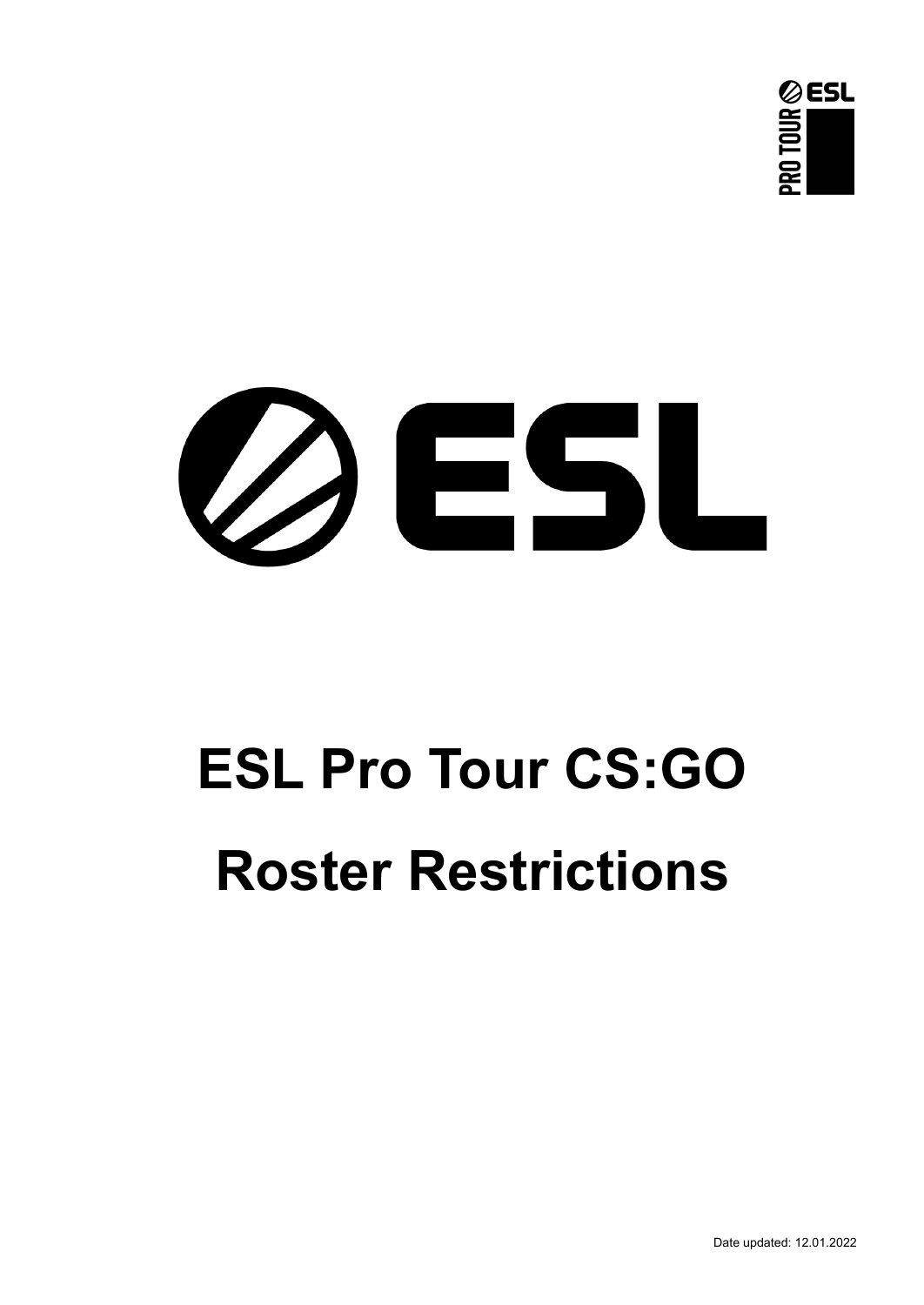# ESL Pro Tour CS:GO

# Roster Restrictions

Date updated: 12.01.2022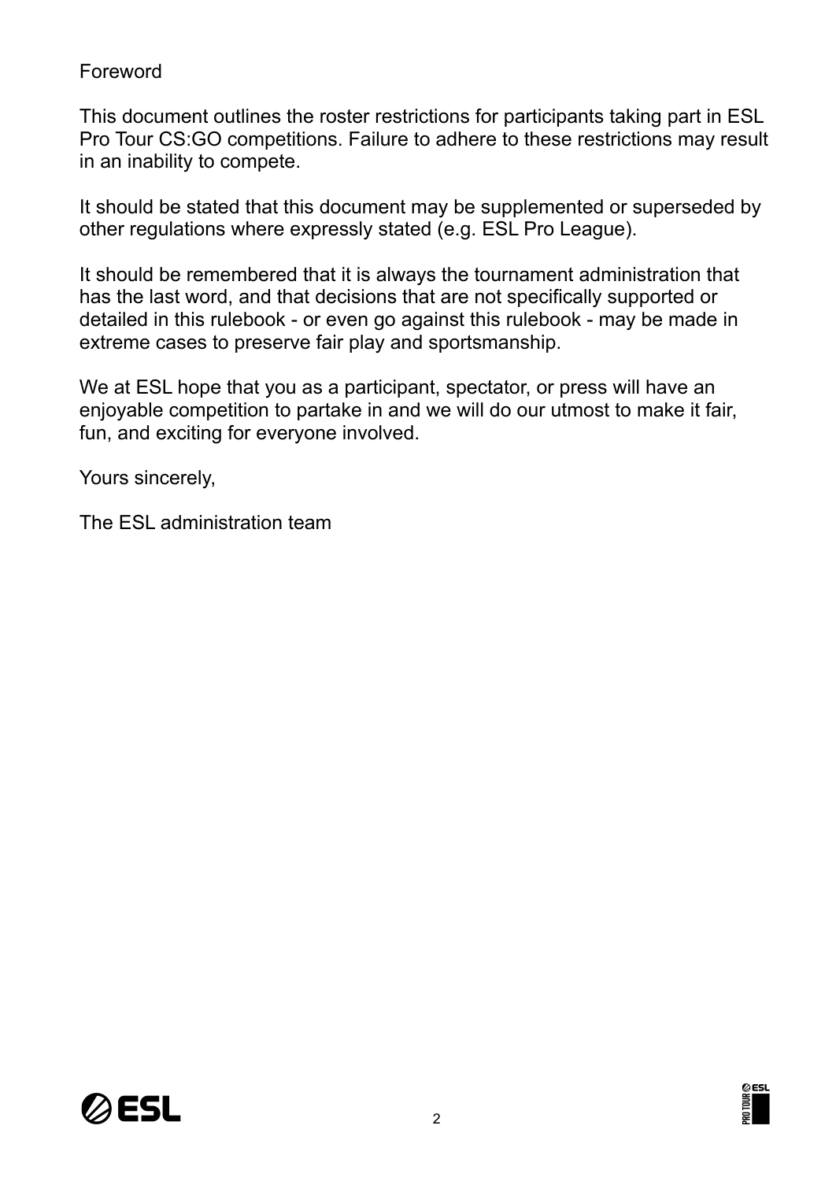# Foreword

This document outlines the roster restrictions for participants taking part in ESL Pro Tour CS:GO competitions. Failure to adhere to these restrictions may result in an inability to compete.

It should be stated that this document may be supplemented or superseded by other regulations where expressly stated (e.g. ESL Pro League).

It should be remembered that it is always the tournament administration that has the last word, and that decisions that are not specifically supported or detailed in this rulebook - or even go against this rulebook - may be made in extreme cases to preserve fair play and sportsmanship.

We at ESL hope that you as a participant, spectator, or press will have an enjoyable competition to partake in and we will do our utmost to make it fair, fun, and exciting for everyone involved.

Yours sincerely,

The ESL administration team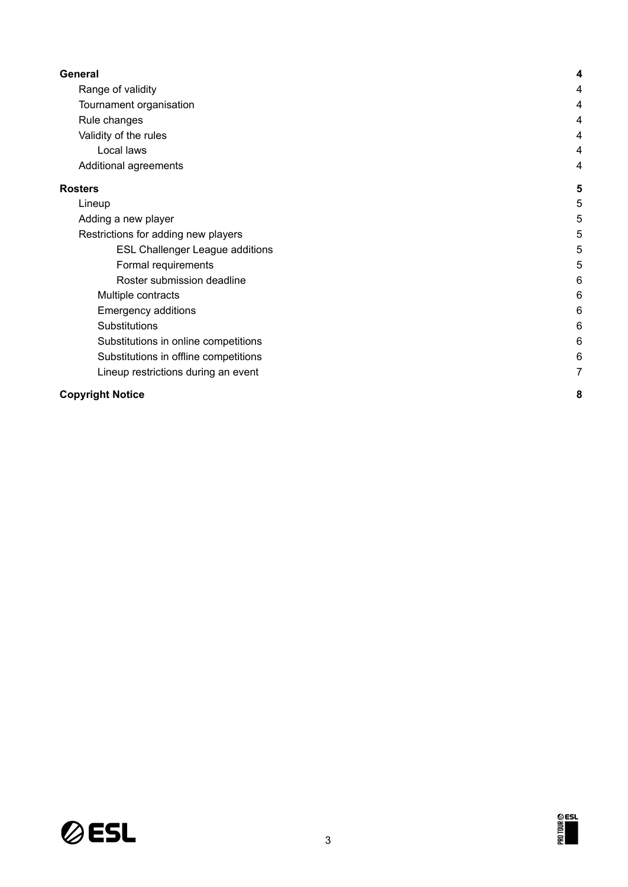**General** **4**

- Range of validity 4
- Tournament organisation 4
- Rule changes 4
- Validity of the rules 4
  - Local laws 4
- Additional agreements 4

**Rosters** **5**

- Lineup 5
- Adding a new player 5
- Restrictions for adding new players 5
      - ESL Challenger League additions 5
      - Formal requirements 5
      - Roster submission deadline 6
  - Multiple contracts 6
  - Emergency additions 6
  - Substitutions 6
  - Substitutions in online competitions 6
  - Substitutions in offline competitions 6
  - Lineup restrictions during an event 7

**Copyright Notice** **8**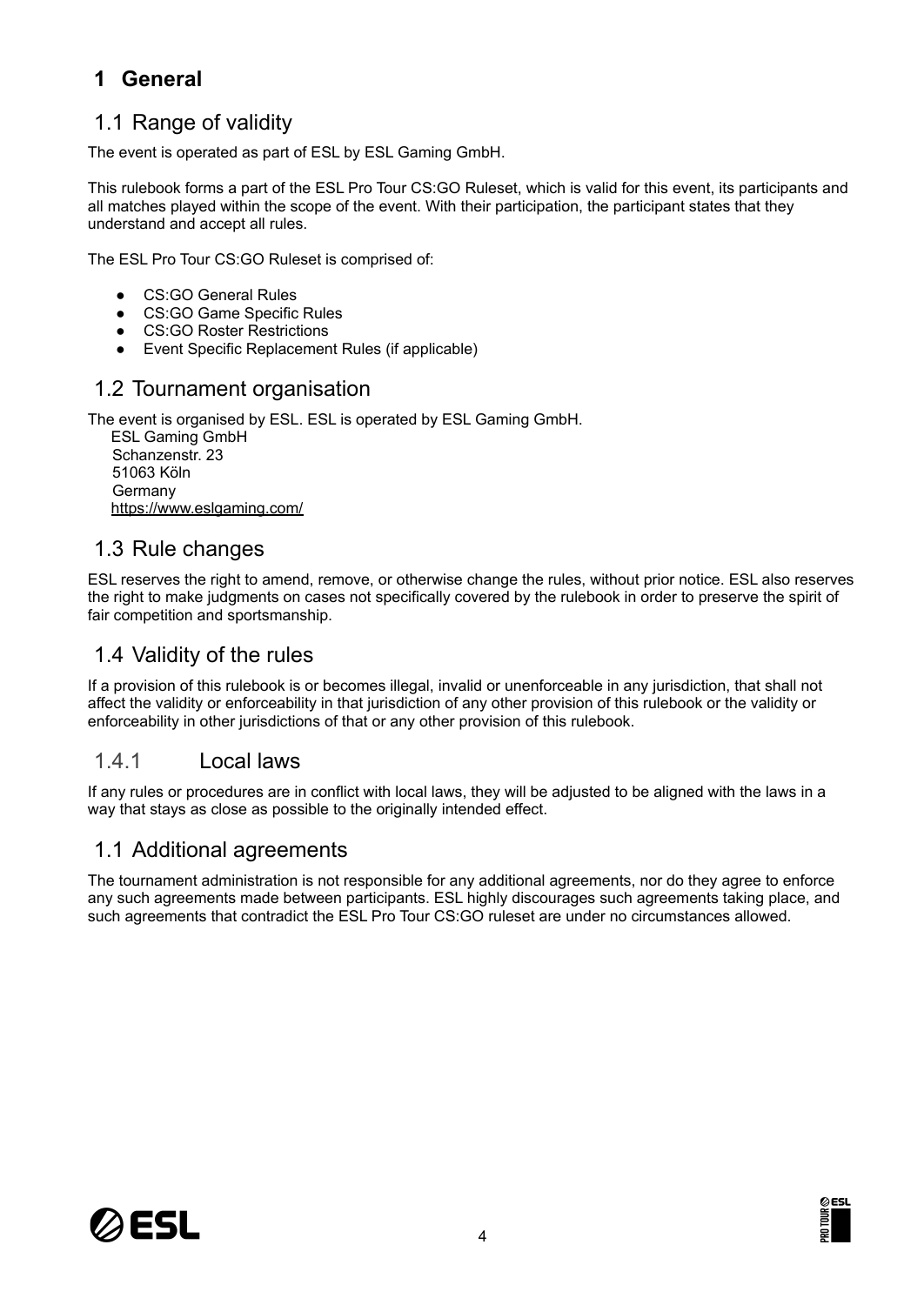# 1 General

## 1.1 Range of validity

The event is operated as part of ESL by ESL Gaming GmbH.

This rulebook forms a part of the ESL Pro Tour CS:GO Ruleset, which is valid for this event, its participants and all matches played within the scope of the event. With their participation, the participant states that they understand and accept all rules.

The ESL Pro Tour CS:GO Ruleset is comprised of:

- CS:GO General Rules
- CS:GO Game Specific Rules
- CS:GO Roster Restrictions
- Event Specific Replacement Rules (if applicable)

## 1.2 Tournament organisation

The event is organised by ESL. ESL is operated by ESL Gaming GmbH.

ESL Gaming GmbH
Schanzenstr. 23
51063 Köln
Germany
https://www.eslgaming.com/

## 1.3 Rule changes

ESL reserves the right to amend, remove, or otherwise change the rules, without prior notice. ESL also reserves the right to make judgments on cases not specifically covered by the rulebook in order to preserve the spirit of fair competition and sportsmanship.

## 1.4 Validity of the rules

If a provision of this rulebook is or becomes illegal, invalid or unenforceable in any jurisdiction, that shall not affect the validity or enforceability in that jurisdiction of any other provision of this rulebook or the validity or enforceability in other jurisdictions of that or any other provision of this rulebook.

### 1.4.1 Local laws

If any rules or procedures are in conflict with local laws, they will be adjusted to be aligned with the laws in a way that stays as close as possible to the originally intended effect.

## 1.1 Additional agreements

The tournament administration is not responsible for any additional agreements, nor do they agree to enforce any such agreements made between participants. ESL highly discourages such agreements taking place, and such agreements that contradict the ESL Pro Tour CS:GO ruleset are under no circumstances allowed.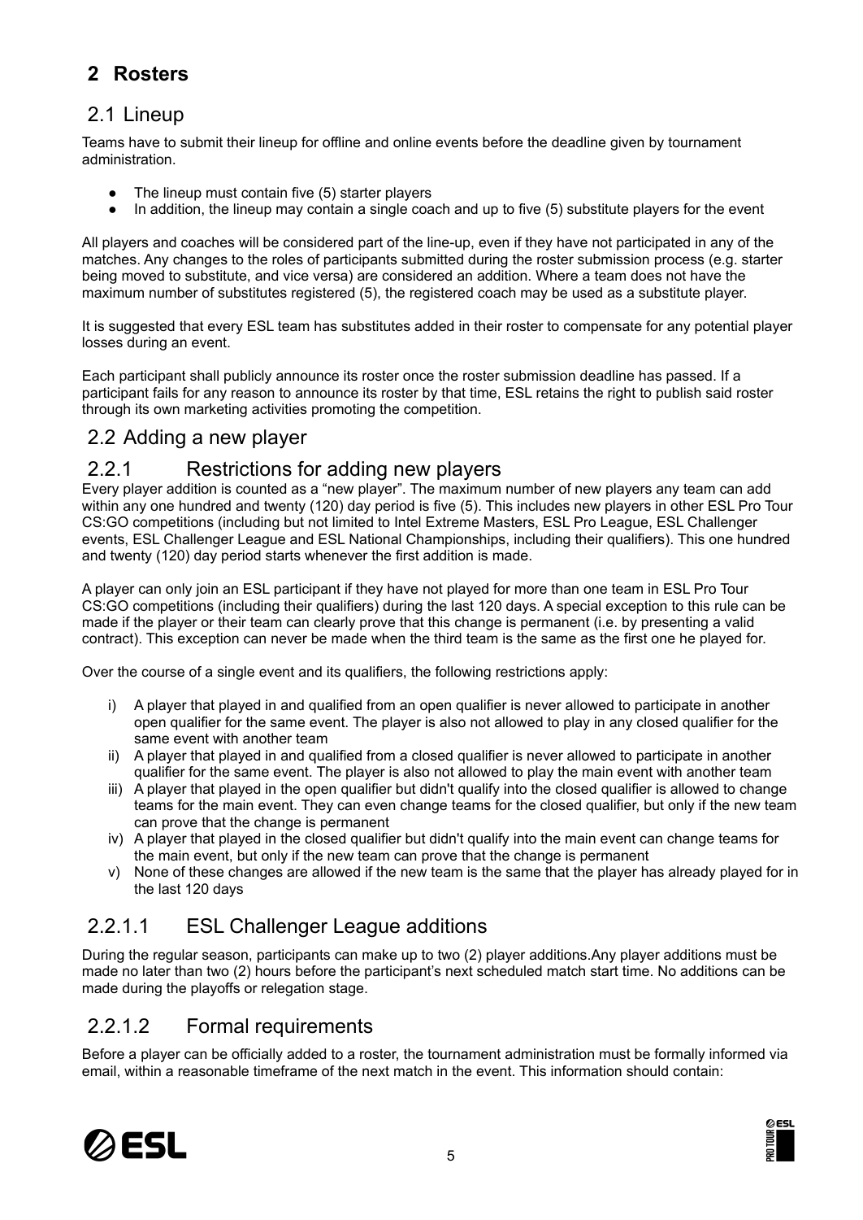# 2 Rosters

## 2.1 Lineup

Teams have to submit their lineup for offline and online events before the deadline given by tournament administration.

- The lineup must contain five (5) starter players
- In addition, the lineup may contain a single coach and up to five (5) substitute players for the event

All players and coaches will be considered part of the line-up, even if they have not participated in any of the matches. Any changes to the roles of participants submitted during the roster submission process (e.g. starter being moved to substitute, and vice versa) are considered an addition. Where a team does not have the maximum number of substitutes registered (5), the registered coach may be used as a substitute player.

It is suggested that every ESL team has substitutes added in their roster to compensate for any potential player losses during an event.

Each participant shall publicly announce its roster once the roster submission deadline has passed. If a participant fails for any reason to announce its roster by that time, ESL retains the right to publish said roster through its own marketing activities promoting the competition.

## 2.2 Adding a new player

### 2.2.1 Restrictions for adding new players

Every player addition is counted as a "new player". The maximum number of new players any team can add within any one hundred and twenty (120) day period is five (5). This includes new players in other ESL Pro Tour CS:GO competitions (including but not limited to Intel Extreme Masters, ESL Pro League, ESL Challenger events, ESL Challenger League and ESL National Championships, including their qualifiers). This one hundred and twenty (120) day period starts whenever the first addition is made.

A player can only join an ESL participant if they have not played for more than one team in ESL Pro Tour CS:GO competitions (including their qualifiers) during the last 120 days. A special exception to this rule can be made if the player or their team can clearly prove that this change is permanent (i.e. by presenting a valid contract). This exception can never be made when the third team is the same as the first one he played for.

Over the course of a single event and its qualifiers, the following restrictions apply:

i) A player that played in and qualified from an open qualifier is never allowed to participate in another open qualifier for the same event. The player is also not allowed to play in any closed qualifier for the same event with another team

ii) A player that played in and qualified from a closed qualifier is never allowed to participate in another qualifier for the same event. The player is also not allowed to play the main event with another team

iii) A player that played in the open qualifier but didn't qualify into the closed qualifier is allowed to change teams for the main event. They can even change teams for the closed qualifier, but only if the new team can prove that the change is permanent

iv) A player that played in the closed qualifier but didn't qualify into the main event can change teams for the main event, but only if the new team can prove that the change is permanent

v) None of these changes are allowed if the new team is the same that the player has already played for in the last 120 days

#### 2.2.1.1 ESL Challenger League additions

During the regular season, participants can make up to two (2) player additions.Any player additions must be made no later than two (2) hours before the participant's next scheduled match start time. No additions can be made during the playoffs or relegation stage.

#### 2.2.1.2 Formal requirements

Before a player can be officially added to a roster, the tournament administration must be formally informed via email, within a reasonable timeframe of the next match in the event. This information should contain: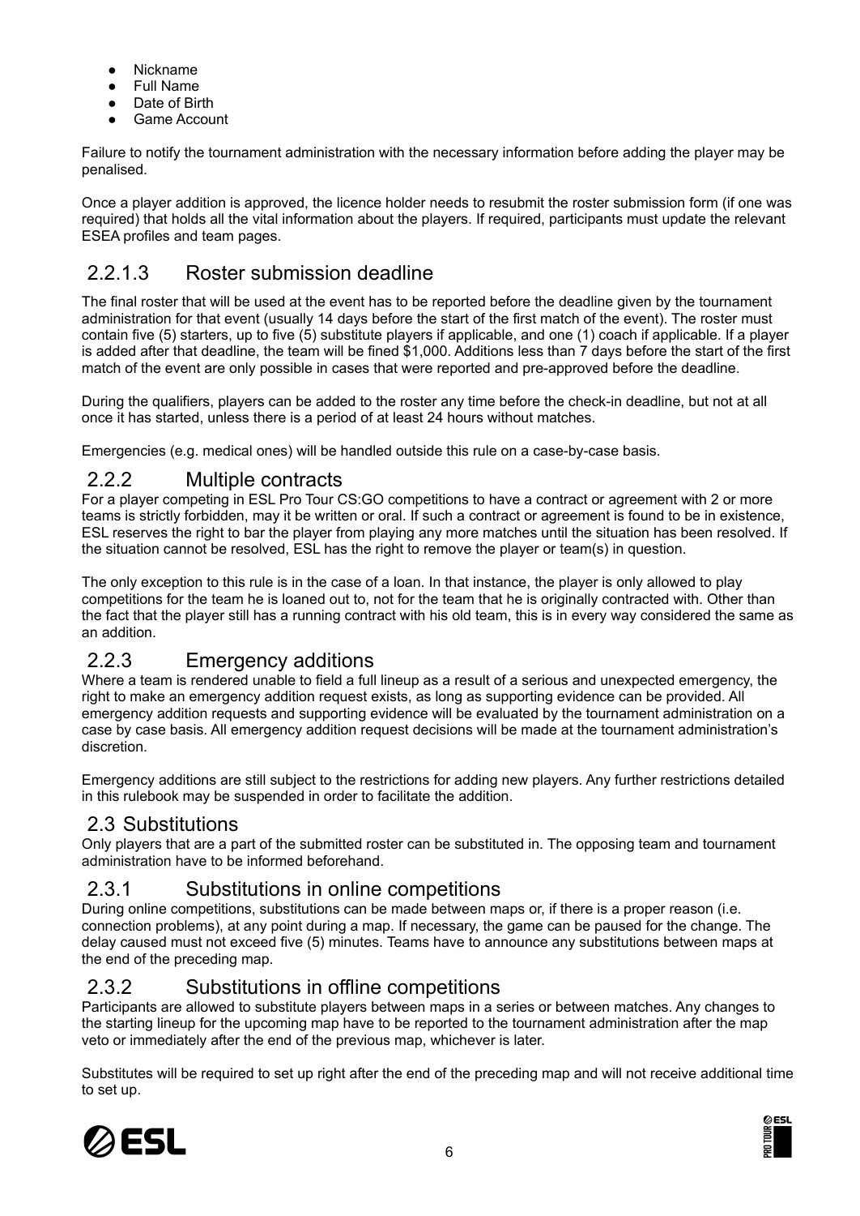- Nickname
- Full Name
- Date of Birth
- Game Account

Failure to notify the tournament administration with the necessary information before adding the player may be penalised.

Once a player addition is approved, the licence holder needs to resubmit the roster submission form (if one was required) that holds all the vital information about the players. If required, participants must update the relevant ESEA profiles and team pages.

#### 2.2.1.3 Roster submission deadline

The final roster that will be used at the event has to be reported before the deadline given by the tournament administration for that event (usually 14 days before the start of the first match of the event). The roster must contain five (5) starters, up to five (5) substitute players if applicable, and one (1) coach if applicable. If a player is added after that deadline, the team will be fined $1,000. Additions less than 7 days before the start of the first match of the event are only possible in cases that were reported and pre-approved before the deadline.

During the qualifiers, players can be added to the roster any time before the check-in deadline, but not at all once it has started, unless there is a period of at least 24 hours without matches.

Emergencies (e.g. medical ones) will be handled outside this rule on a case-by-case basis.

### 2.2.2 Multiple contracts

For a player competing in ESL Pro Tour CS:GO competitions to have a contract or agreement with 2 or more teams is strictly forbidden, may it be written or oral. If such a contract or agreement is found to be in existence, ESL reserves the right to bar the player from playing any more matches until the situation has been resolved. If the situation cannot be resolved, ESL has the right to remove the player or team(s) in question.

The only exception to this rule is in the case of a loan. In that instance, the player is only allowed to play competitions for the team he is loaned out to, not for the team that he is originally contracted with. Other than the fact that the player still has a running contract with his old team, this is in every way considered the same as an addition.

### 2.2.3 Emergency additions

Where a team is rendered unable to field a full lineup as a result of a serious and unexpected emergency, the right to make an emergency addition request exists, as long as supporting evidence can be provided. All emergency addition requests and supporting evidence will be evaluated by the tournament administration on a case by case basis. All emergency addition request decisions will be made at the tournament administration's discretion.

Emergency additions are still subject to the restrictions for adding new players. Any further restrictions detailed in this rulebook may be suspended in order to facilitate the addition.

## 2.3 Substitutions

Only players that are a part of the submitted roster can be substituted in. The opposing team and tournament administration have to be informed beforehand.

### 2.3.1 Substitutions in online competitions

During online competitions, substitutions can be made between maps or, if there is a proper reason (i.e. connection problems), at any point during a map. If necessary, the game can be paused for the change. The delay caused must not exceed five (5) minutes. Teams have to announce any substitutions between maps at the end of the preceding map.

### 2.3.2 Substitutions in offline competitions

Participants are allowed to substitute players between maps in a series or between matches. Any changes to the starting lineup for the upcoming map have to be reported to the tournament administration after the map veto or immediately after the end of the previous map, whichever is later.

Substitutes will be required to set up right after the end of the preceding map and will not receive additional time to set up.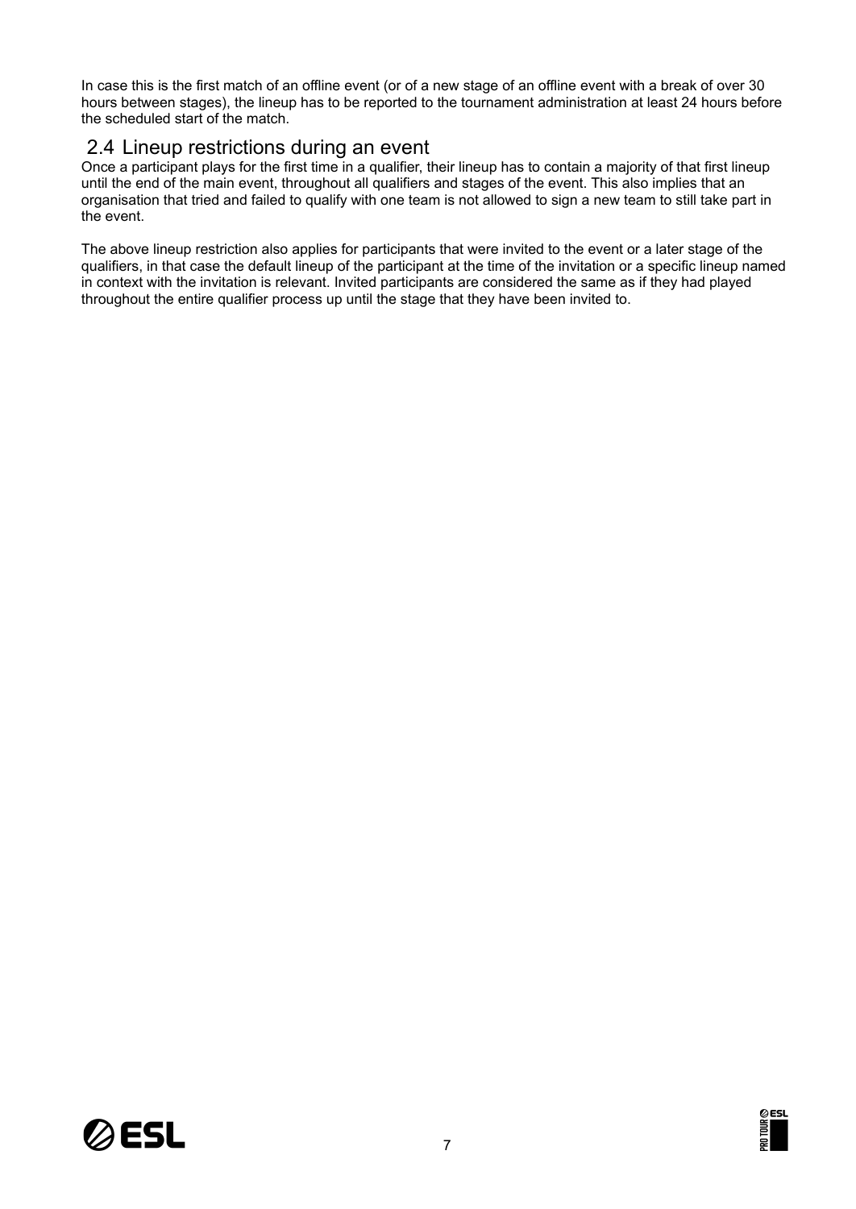In case this is the first match of an offline event (or of a new stage of an offline event with a break of over 30 hours between stages), the lineup has to be reported to the tournament administration at least 24 hours before the scheduled start of the match.

## 2.4 Lineup restrictions during an event

Once a participant plays for the first time in a qualifier, their lineup has to contain a majority of that first lineup until the end of the main event, throughout all qualifiers and stages of the event. This also implies that an organisation that tried and failed to qualify with one team is not allowed to sign a new team to still take part in the event.

The above lineup restriction also applies for participants that were invited to the event or a later stage of the qualifiers, in that case the default lineup of the participant at the time of the invitation or a specific lineup named in context with the invitation is relevant. Invited participants are considered the same as if they had played throughout the entire qualifier process up until the stage that they have been invited to.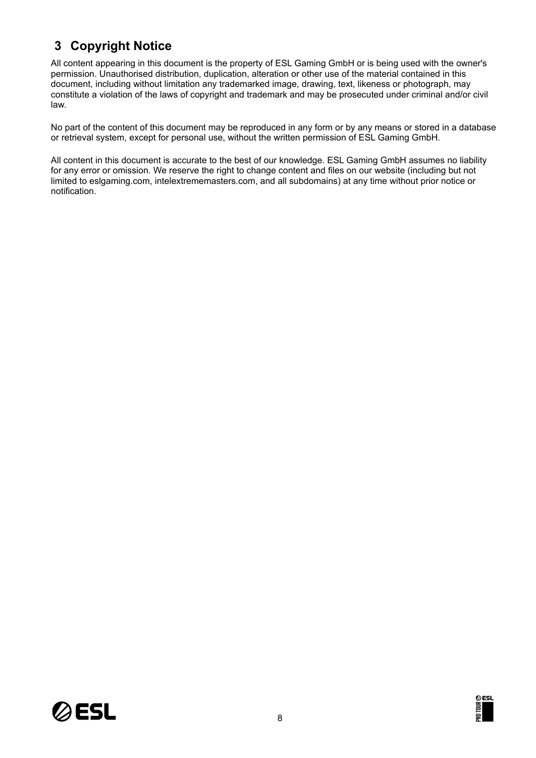## 3 Copyright Notice

All content appearing in this document is the property of ESL Gaming GmbH or is being used with the owner's permission. Unauthorised distribution, duplication, alteration or other use of the material contained in this document, including without limitation any trademarked image, drawing, text, likeness or photograph, may constitute a violation of the laws of copyright and trademark and may be prosecuted under criminal and/or civil law.

No part of the content of this document may be reproduced in any form or by any means or stored in a database or retrieval system, except for personal use, without the written permission of ESL Gaming GmbH.

All content in this document is accurate to the best of our knowledge. ESL Gaming GmbH assumes no liability for any error or omission. We reserve the right to change content and files on our website (including but not limited to eslgaming.com, intelextrememasters.com, and all subdomains) at any time without prior notice or notification.